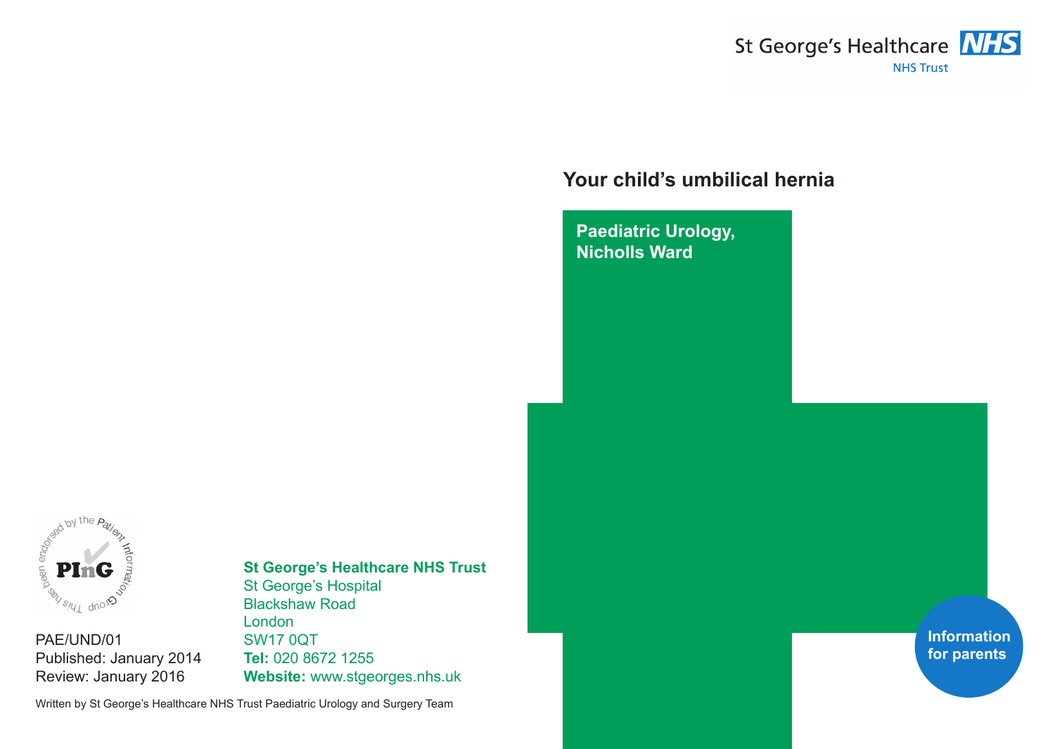St George's Healthcare NHS Trust

# Your child's umbilical hernia

**Paediatric Urology, Nicholls Ward**

**Information for parents**

This has been endorsed by the Patient Information Group

PAE/UND/01
Published: January 2014
Review: January 2016

**St George's Healthcare NHS Trust**
St George's Hospital
Blackshaw Road
London
SW17 0QT
**Tel:** 020 8672 1255
**Website:** www.stgeorges.nhs.uk

Written by St George's Healthcare NHS Trust Paediatric Urology and Surgery Team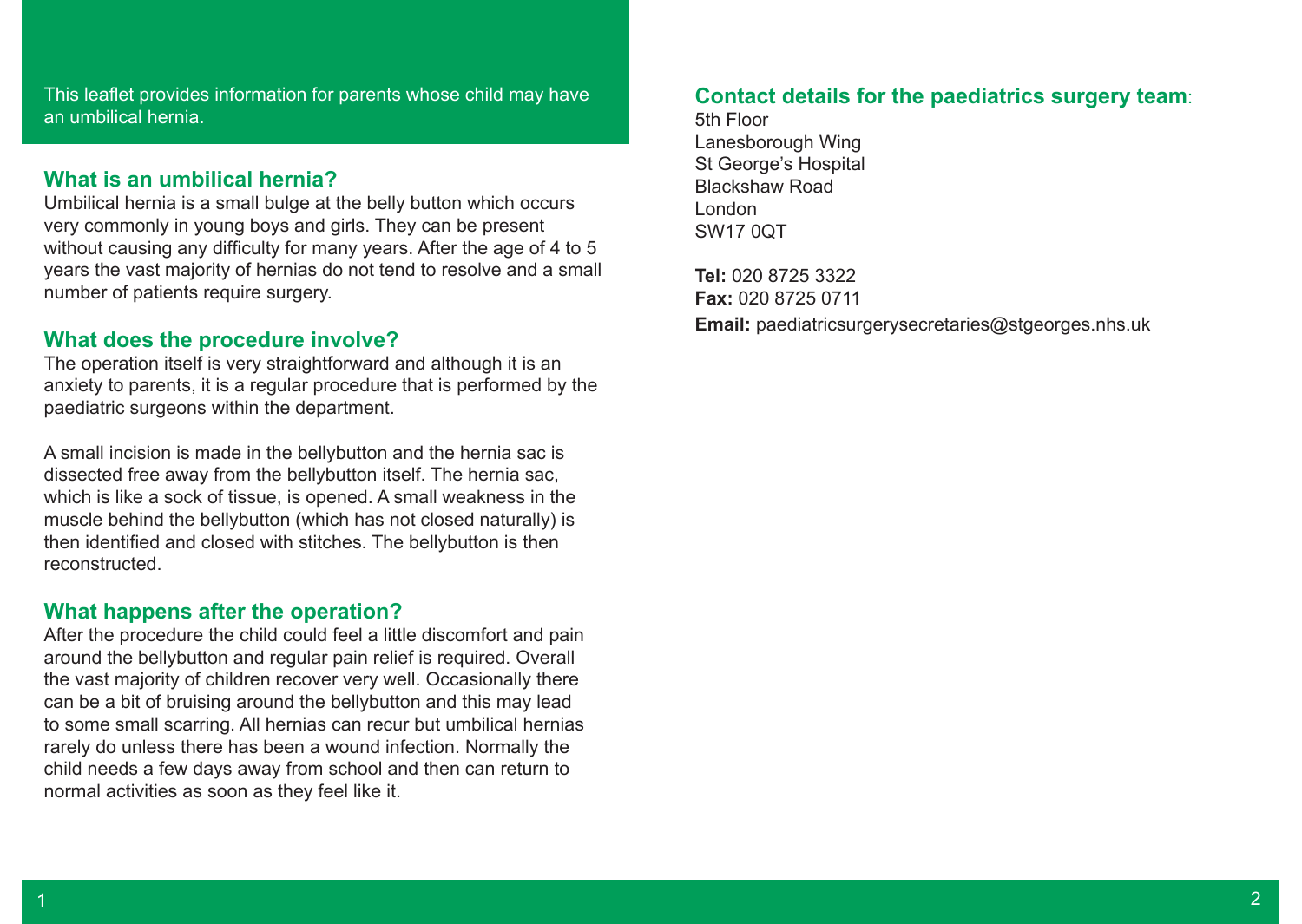This leaflet provides information for parents whose child may have an umbilical hernia.

## What is an umbilical hernia?

Umbilical hernia is a small bulge at the belly button which occurs very commonly in young boys and girls. They can be present without causing any difficulty for many years. After the age of 4 to 5 years the vast majority of hernias do not tend to resolve and a small number of patients require surgery.

## What does the procedure involve?

The operation itself is very straightforward and although it is an anxiety to parents, it is a regular procedure that is performed by the paediatric surgeons within the department.

A small incision is made in the bellybutton and the hernia sac is dissected free away from the bellybutton itself. The hernia sac, which is like a sock of tissue, is opened. A small weakness in the muscle behind the bellybutton (which has not closed naturally) is then identified and closed with stitches. The bellybutton is then reconstructed.

## What happens after the operation?

After the procedure the child could feel a little discomfort and pain around the bellybutton and regular pain relief is required. Overall the vast majority of children recover very well. Occasionally there can be a bit of bruising around the bellybutton and this may lead to some small scarring. All hernias can recur but umbilical hernias rarely do unless there has been a wound infection. Normally the child needs a few days away from school and then can return to normal activities as soon as they feel like it.

## Contact details for the paediatrics surgery team:

5th Floor
Lanesborough Wing
St George's Hospital
Blackshaw Road
London
SW17 0QT

**Tel:** 020 8725 3322
**Fax:** 020 8725 0711
**Email:** paediatricsurgerysecretaries@stgeorges.nhs.uk